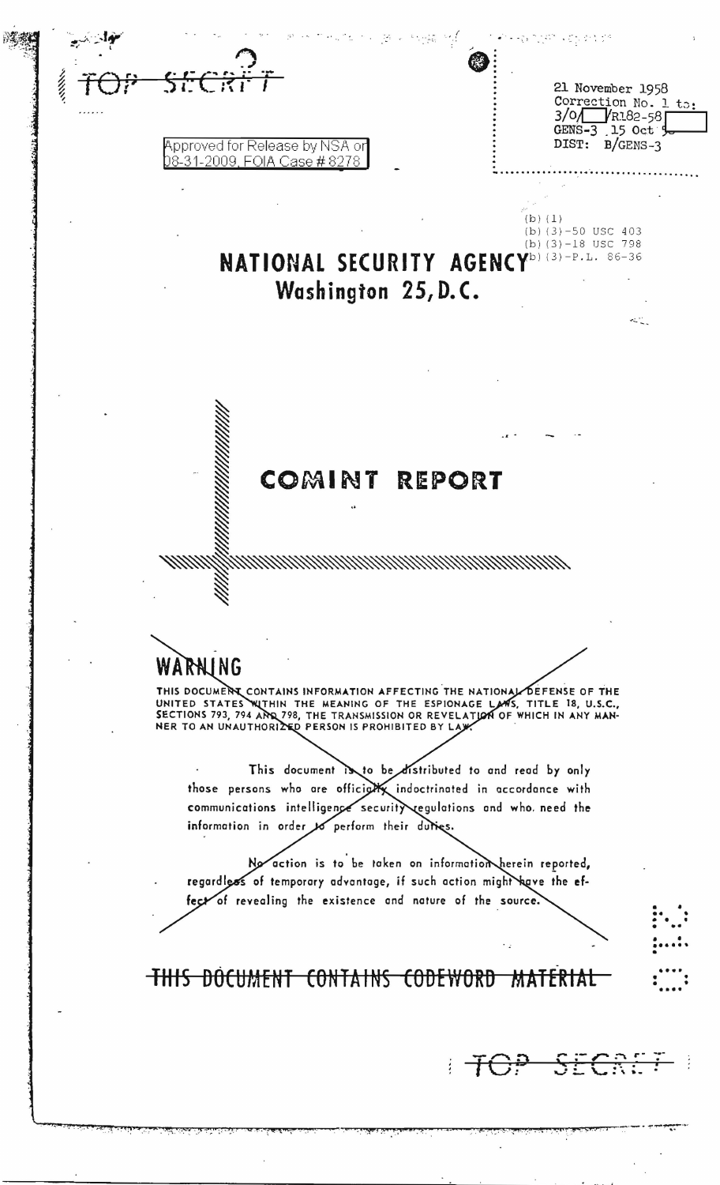~~TOP SECRET~~

Approved for Release by NSA on 08-31-2009, FOIA Case # 8278

21 November 1958
Correction No. 1 to:
3/O/[ ]/R182-58[ ]
GENS-3 15 Oct 5[ ]
DIST: B/GENS-3

(b)(1)
(b)(3)-50 USC 403
(b)(3)-18 USC 798
(b)(3)-P.L. 86-36

# NATIONAL SECURITY AGENCY
## Washington 25, D.C.

# COMINT REPORT

## WARNING

THIS DOCUMENT CONTAINS INFORMATION AFFECTING THE NATIONAL DEFENSE OF THE UNITED STATES WITHIN THE MEANING OF THE ESPIONAGE LAWS, TITLE 18, U.S.C., SECTIONS 793, 794 AND 798, THE TRANSMISSION OR REVELATION OF WHICH IN ANY MANNER TO AN UNAUTHORIZED PERSON IS PROHIBITED BY LAW.

This document is to be distributed to and read by only those persons who are officially indoctrinated in accordance with communications intelligence security regulations and who need the information in order to perform their duties.

No action is to be taken on information herein reported, regardless of temporary advantage, if such action might have the effect of revealing the existence and nature of the source.

~~THIS DOCUMENT CONTAINS CODEWORD MATERIAL~~

~~TOP SECRET~~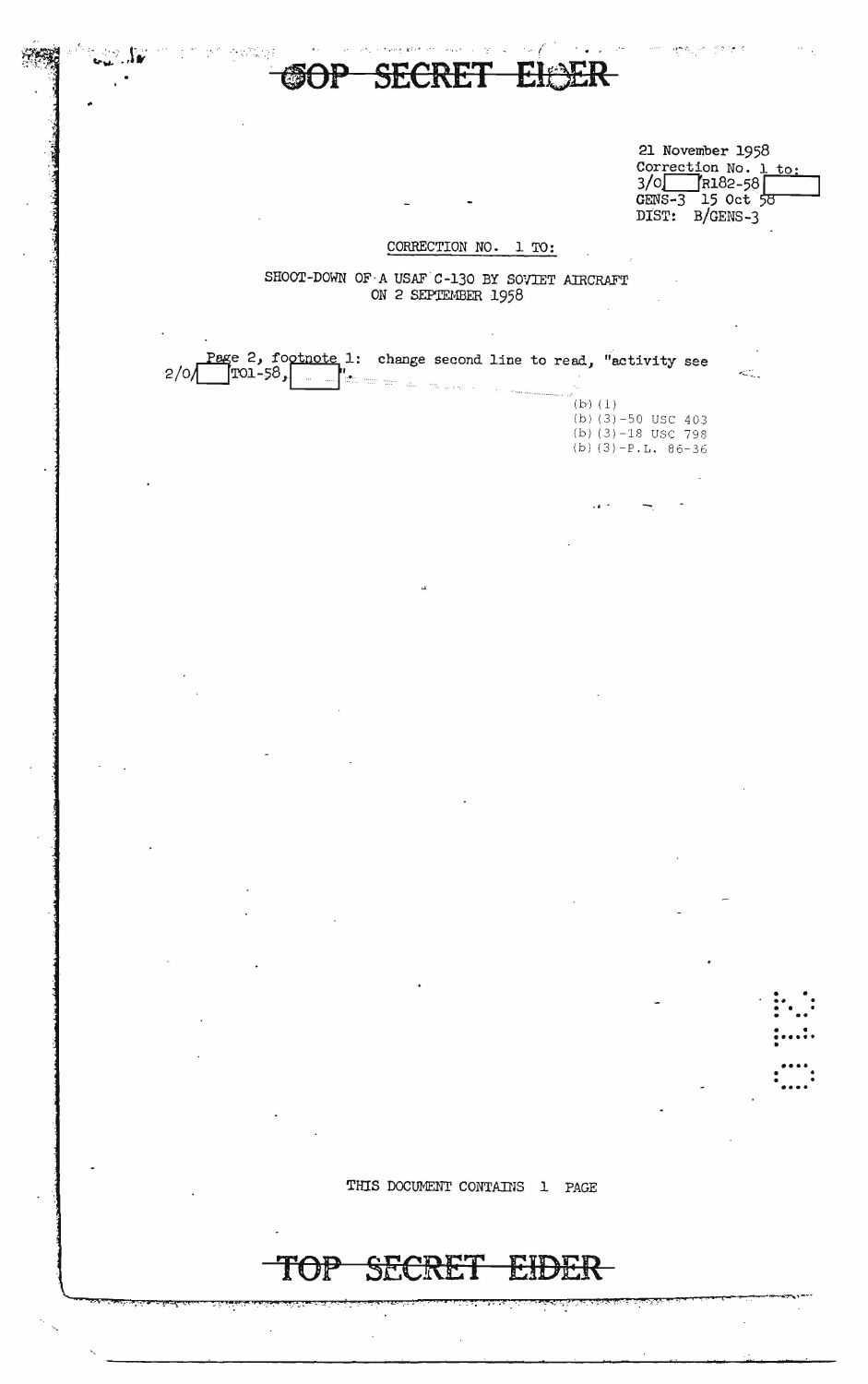TOP SECRET EIDER

21 November 1958
Correction No. 1 to:
3/O[ ]R182-58[ ]
GENS-3 15 Oct 58
DIST: B/GENS-3

CORRECTION NO. 1 TO:

SHOOT-DOWN OF A USAF C-130 BY SOVIET AIRCRAFT
ON 2 SEPTEMBER 1958

Page 2, footnote 1: change second line to read, "activity see 2/O/[ ]T01-58,[ ]".

(b)(1)
(b)(3)-50 USC 403
(b)(3)-18 USC 798
(b)(3)-P.L. 86-36

THIS DOCUMENT CONTAINS 1 PAGE

TOP SECRET EIDER